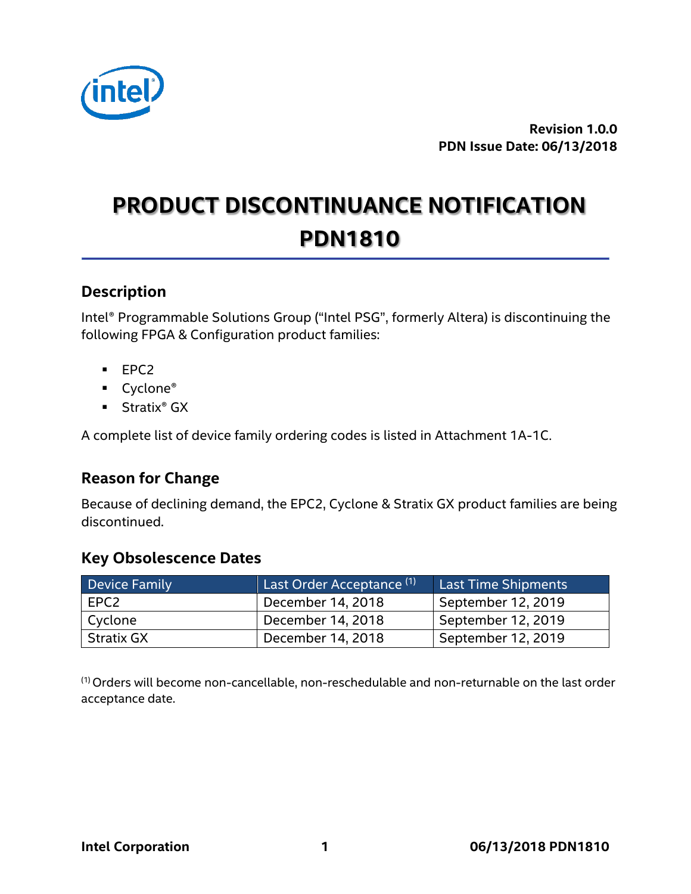**Revision 1.0.0**
**PDN Issue Date: 06/13/2018**

# PRODUCT DISCONTINUANCE NOTIFICATION PDN1810

## Description

Intel® Programmable Solutions Group ("Intel PSG", formerly Altera) is discontinuing the following FPGA & Configuration product families:

- EPC2
- Cyclone®
- Stratix® GX

A complete list of device family ordering codes is listed in Attachment 1A-1C.

## Reason for Change

Because of declining demand, the EPC2, Cyclone & Stratix GX product families are being discontinued.

## Key Obsolescence Dates

| Device Family | Last Order Acceptance [1] | Last Time Shipments |
|---|---|---|
| EPC2 | December 14, 2018 | September 12, 2019 |
| Cyclone | December 14, 2018 | September 12, 2019 |
| Stratix GX | December 14, 2018 | September 12, 2019 |

[1] Orders will become non-cancellable, non-reschedulable and non-returnable on the last order acceptance date.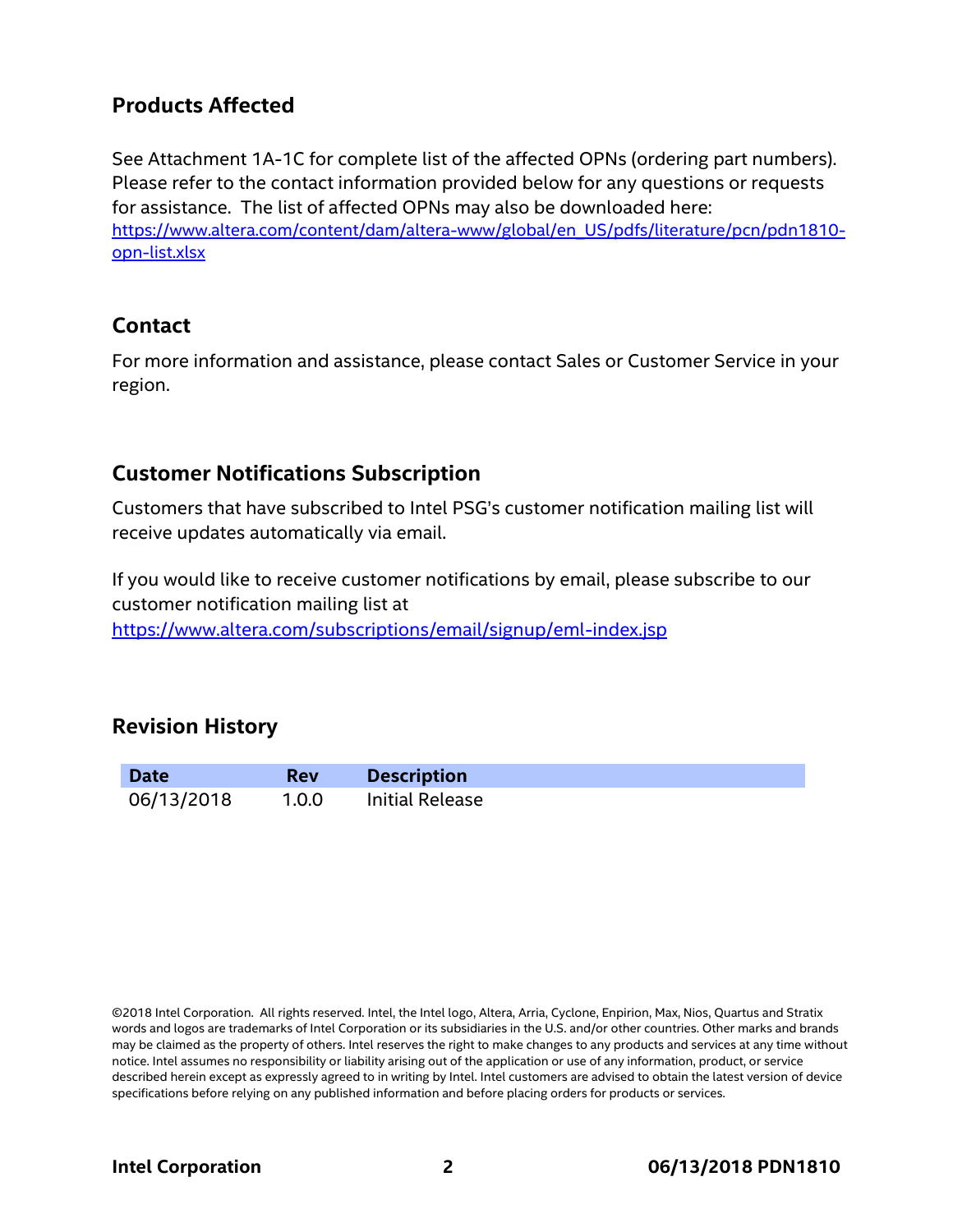## Products Affected

See Attachment 1A-1C for complete list of the affected OPNs (ordering part numbers). Please refer to the contact information provided below for any questions or requests for assistance. The list of affected OPNs may also be downloaded here: https://www.altera.com/content/dam/altera-www/global/en_US/pdfs/literature/pcn/pdn1810-opn-list.xlsx

## Contact

For more information and assistance, please contact Sales or Customer Service in your region.

## Customer Notifications Subscription

Customers that have subscribed to Intel PSG's customer notification mailing list will receive updates automatically via email.

If you would like to receive customer notifications by email, please subscribe to our customer notification mailing list at https://www.altera.com/subscriptions/email/signup/eml-index.jsp

## Revision History

| Date | Rev | Description |
|---|---|---|
| 06/13/2018 | 1.0.0 | Initial Release |

©2018 Intel Corporation. All rights reserved. Intel, the Intel logo, Altera, Arria, Cyclone, Enpirion, Max, Nios, Quartus and Stratix words and logos are trademarks of Intel Corporation or its subsidiaries in the U.S. and/or other countries. Other marks and brands may be claimed as the property of others. Intel reserves the right to make changes to any products and services at any time without notice. Intel assumes no responsibility or liability arising out of the application or use of any information, product, or service described herein except as expressly agreed to in writing by Intel. Intel customers are advised to obtain the latest version of device specifications before relying on any published information and before placing orders for products or services.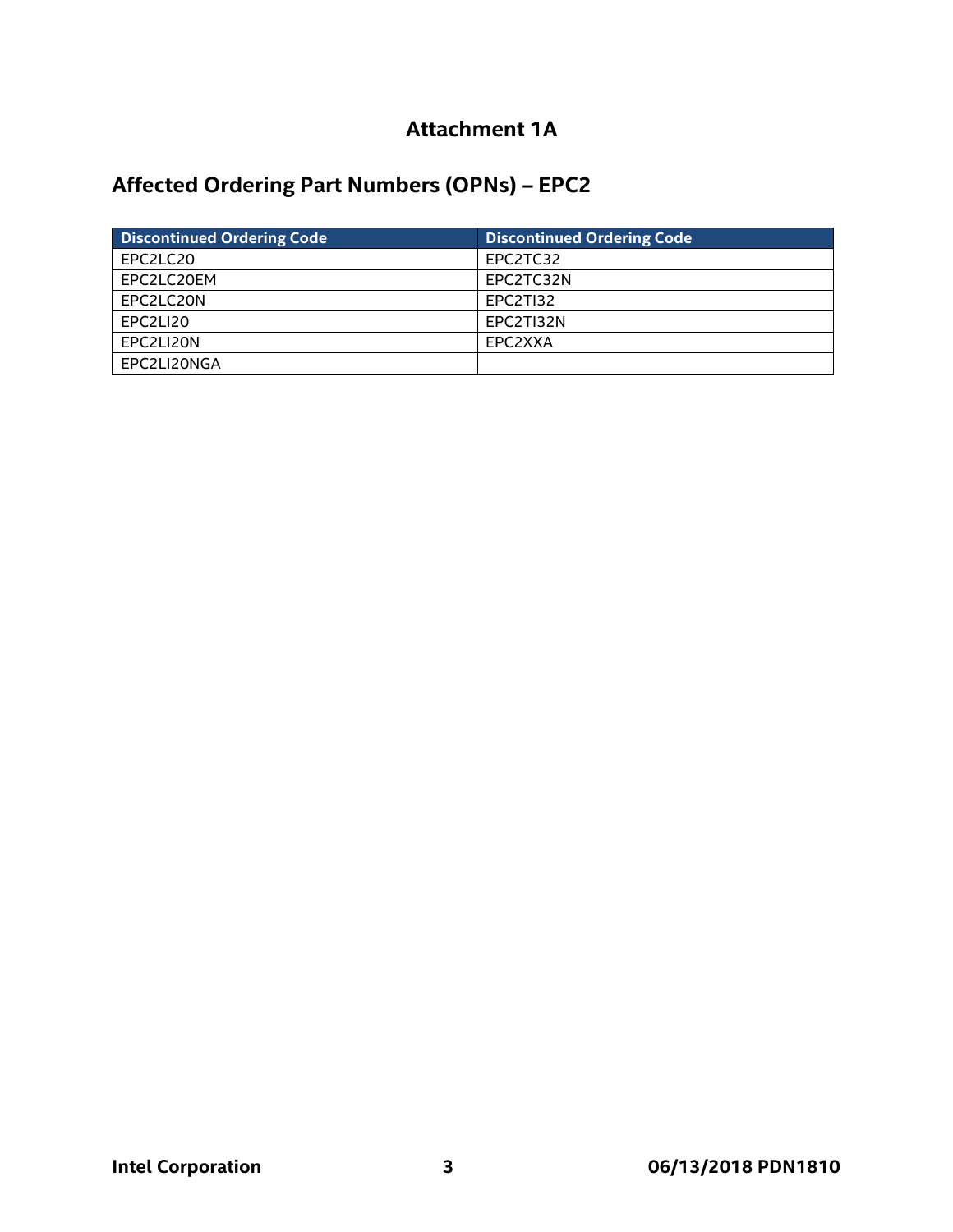# Attachment 1A

## Affected Ordering Part Numbers (OPNs) – EPC2

| Discontinued Ordering Code | Discontinued Ordering Code |
|---|---|
| EPC2LC20 | EPC2TC32 |
| EPC2LC20EM | EPC2TC32N |
| EPC2LC20N | EPC2TI32 |
| EPC2LI20 | EPC2TI32N |
| EPC2LI20N | EPC2XXA |
| EPC2LI20NGA | |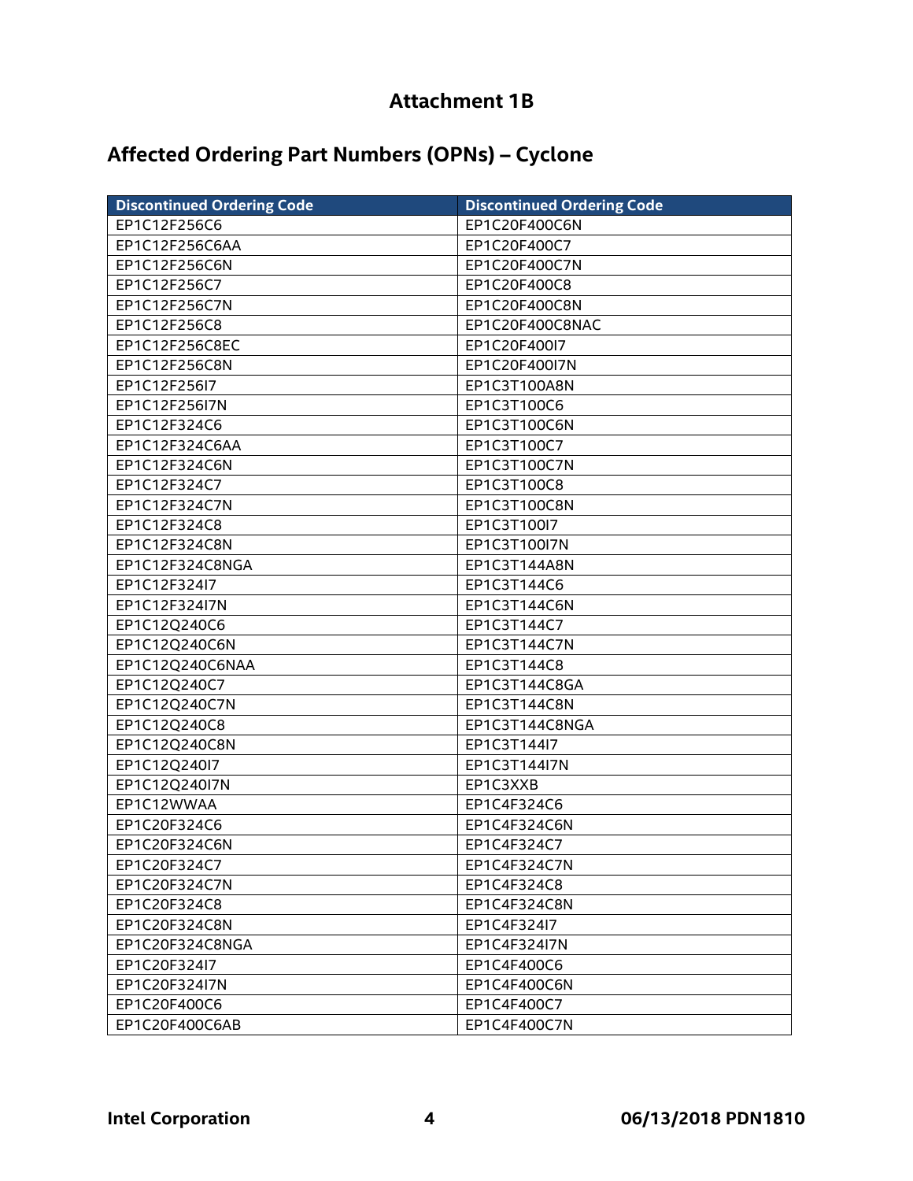## Attachment 1B

## Affected Ordering Part Numbers (OPNs) – Cyclone

| Discontinued Ordering Code | Discontinued Ordering Code |
|---|---|
| EP1C12F256C6 | EP1C20F400C6N |
| EP1C12F256C6AA | EP1C20F400C7 |
| EP1C12F256C6N | EP1C20F400C7N |
| EP1C12F256C7 | EP1C20F400C8 |
| EP1C12F256C7N | EP1C20F400C8N |
| EP1C12F256C8 | EP1C20F400C8NAC |
| EP1C12F256C8EC | EP1C20F400I7 |
| EP1C12F256C8N | EP1C20F400I7N |
| EP1C12F256I7 | EP1C3T100A8N |
| EP1C12F256I7N | EP1C3T100C6 |
| EP1C12F324C6 | EP1C3T100C6N |
| EP1C12F324C6AA | EP1C3T100C7 |
| EP1C12F324C6N | EP1C3T100C7N |
| EP1C12F324C7 | EP1C3T100C8 |
| EP1C12F324C7N | EP1C3T100C8N |
| EP1C12F324C8 | EP1C3T100I7 |
| EP1C12F324C8N | EP1C3T100I7N |
| EP1C12F324C8NGA | EP1C3T144A8N |
| EP1C12F324I7 | EP1C3T144C6 |
| EP1C12F324I7N | EP1C3T144C6N |
| EP1C12Q240C6 | EP1C3T144C7 |
| EP1C12Q240C6N | EP1C3T144C7N |
| EP1C12Q240C6NAA | EP1C3T144C8 |
| EP1C12Q240C7 | EP1C3T144C8GA |
| EP1C12Q240C7N | EP1C3T144C8N |
| EP1C12Q240C8 | EP1C3T144C8NGA |
| EP1C12Q240C8N | EP1C3T144I7 |
| EP1C12Q240I7 | EP1C3T144I7N |
| EP1C12Q240I7N | EP1C3XXB |
| EP1C12WWAA | EP1C4F324C6 |
| EP1C20F324C6 | EP1C4F324C6N |
| EP1C20F324C6N | EP1C4F324C7 |
| EP1C20F324C7 | EP1C4F324C7N |
| EP1C20F324C7N | EP1C4F324C8 |
| EP1C20F324C8 | EP1C4F324C8N |
| EP1C20F324C8N | EP1C4F324I7 |
| EP1C20F324C8NGA | EP1C4F324I7N |
| EP1C20F324I7 | EP1C4F400C6 |
| EP1C20F324I7N | EP1C4F400C6N |
| EP1C20F400C6 | EP1C4F400C7 |
| EP1C20F400C6AB | EP1C4F400C7N |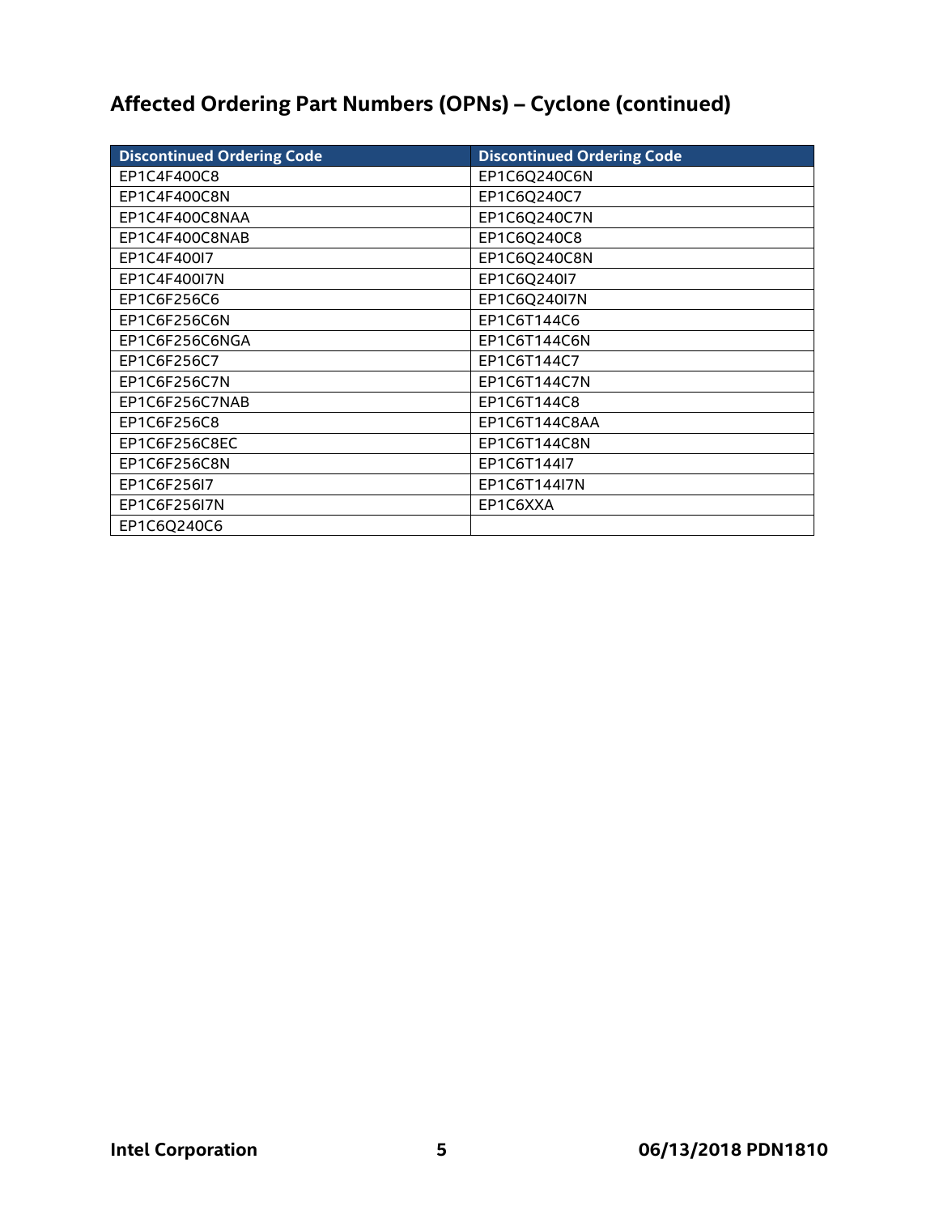## Affected Ordering Part Numbers (OPNs) – Cyclone (continued)

| Discontinued Ordering Code | Discontinued Ordering Code |
|---|---|
| EP1C4F400C8 | EP1C6Q240C6N |
| EP1C4F400C8N | EP1C6Q240C7 |
| EP1C4F400C8NAA | EP1C6Q240C7N |
| EP1C4F400C8NAB | EP1C6Q240C8 |
| EP1C4F400I7 | EP1C6Q240C8N |
| EP1C4F400I7N | EP1C6Q240I7 |
| EP1C6F256C6 | EP1C6Q240I7N |
| EP1C6F256C6N | EP1C6T144C6 |
| EP1C6F256C6NGA | EP1C6T144C6N |
| EP1C6F256C7 | EP1C6T144C7 |
| EP1C6F256C7N | EP1C6T144C7N |
| EP1C6F256C7NAB | EP1C6T144C8 |
| EP1C6F256C8 | EP1C6T144C8AA |
| EP1C6F256C8EC | EP1C6T144C8N |
| EP1C6F256C8N | EP1C6T144I7 |
| EP1C6F256I7 | EP1C6T144I7N |
| EP1C6F256I7N | EP1C6XXA |
| EP1C6Q240C6 | |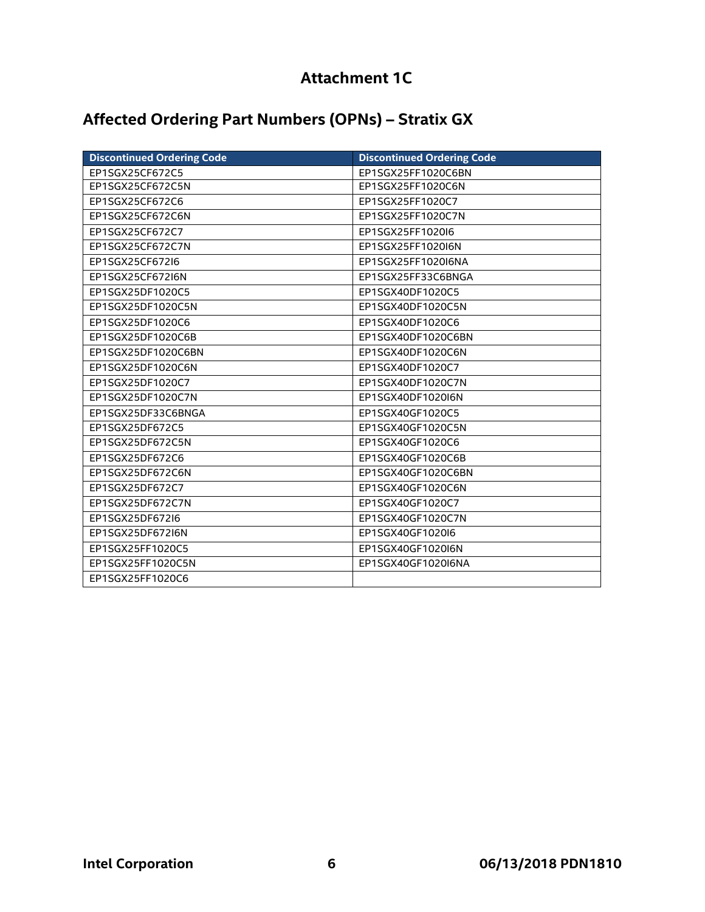# Attachment 1C

## Affected Ordering Part Numbers (OPNs) – Stratix GX

| Discontinued Ordering Code | Discontinued Ordering Code |
|---|---|
| EP1SGX25CF672C5 | EP1SGX25FF1020C6BN |
| EP1SGX25CF672C5N | EP1SGX25FF1020C6N |
| EP1SGX25CF672C6 | EP1SGX25FF1020C7 |
| EP1SGX25CF672C6N | EP1SGX25FF1020C7N |
| EP1SGX25CF672C7 | EP1SGX25FF1020I6 |
| EP1SGX25CF672C7N | EP1SGX25FF1020I6N |
| EP1SGX25CF672I6 | EP1SGX25FF1020I6NA |
| EP1SGX25CF672I6N | EP1SGX25FF33C6BNGA |
| EP1SGX25DF1020C5 | EP1SGX40DF1020C5 |
| EP1SGX25DF1020C5N | EP1SGX40DF1020C5N |
| EP1SGX25DF1020C6 | EP1SGX40DF1020C6 |
| EP1SGX25DF1020C6B | EP1SGX40DF1020C6BN |
| EP1SGX25DF1020C6BN | EP1SGX40DF1020C6N |
| EP1SGX25DF1020C6N | EP1SGX40DF1020C7 |
| EP1SGX25DF1020C7 | EP1SGX40DF1020C7N |
| EP1SGX25DF1020C7N | EP1SGX40DF1020I6N |
| EP1SGX25DF33C6BNGA | EP1SGX40GF1020C5 |
| EP1SGX25DF672C5 | EP1SGX40GF1020C5N |
| EP1SGX25DF672C5N | EP1SGX40GF1020C6 |
| EP1SGX25DF672C6 | EP1SGX40GF1020C6B |
| EP1SGX25DF672C6N | EP1SGX40GF1020C6BN |
| EP1SGX25DF672C7 | EP1SGX40GF1020C6N |
| EP1SGX25DF672C7N | EP1SGX40GF1020C7 |
| EP1SGX25DF672I6 | EP1SGX40GF1020C7N |
| EP1SGX25DF672I6N | EP1SGX40GF1020I6 |
| EP1SGX25FF1020C5 | EP1SGX40GF1020I6N |
| EP1SGX25FF1020C5N | EP1SGX40GF1020I6NA |
| EP1SGX25FF1020C6 | |